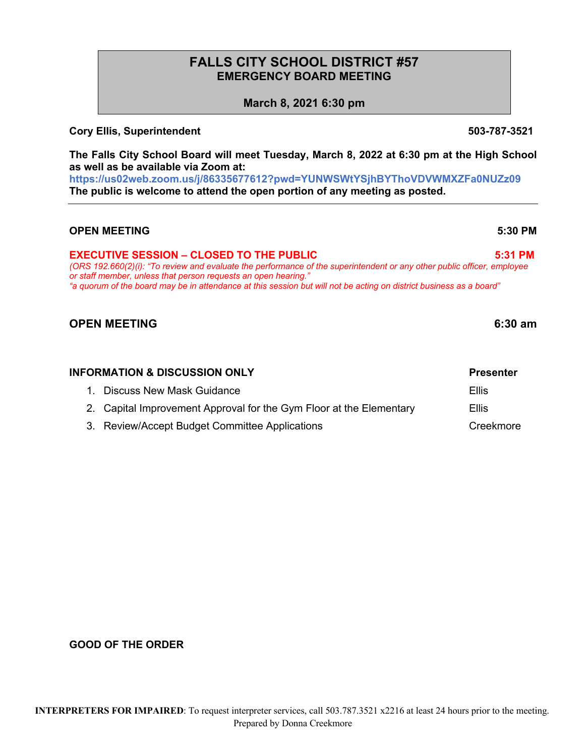# FALLS CITY SCHOOL DISTRICT #57
## EMERGENCY BOARD MEETING

**March 8, 2021 6:30 pm**

**Cory Ellis, Superintendent** **503-787-3521**

**The Falls City School Board will meet Tuesday, March 8, 2022 at 6:30 pm at the High School as well as be available via Zoom at:**
**https://us02web.zoom.us/j/86335677612?pwd=YUNWSWtYSjhBYThoVDVWMXZFa0NUZz09**
**The public is welcome to attend the open portion of any meeting as posted.**

---

**OPEN MEETING** **5:30 PM**

**EXECUTIVE SESSION – CLOSED TO THE PUBLIC** **5:31 PM**
*(ORS 192.660(2)(i): "To review and evaluate the performance of the superintendent or any other public officer, employee or staff member, unless that person requests an open hearing."*
*"a quorum of the board may be in attendance at this session but will not be acting on district business as a board"*

**OPEN MEETING** **6:30 am**

| INFORMATION & DISCUSSION ONLY | Presenter |
|---|---|
| 1. Discuss New Mask Guidance | Ellis |
| 2. Capital Improvement Approval for the Gym Floor at the Elementary | Ellis |
| 3. Review/Accept Budget Committee Applications | Creekmore |

**GOOD OF THE ORDER**

**INTERPRETERS FOR IMPAIRED**: To request interpreter services, call 503.787.3521 x2216 at least 24 hours prior to the meeting.
Prepared by Donna Creekmore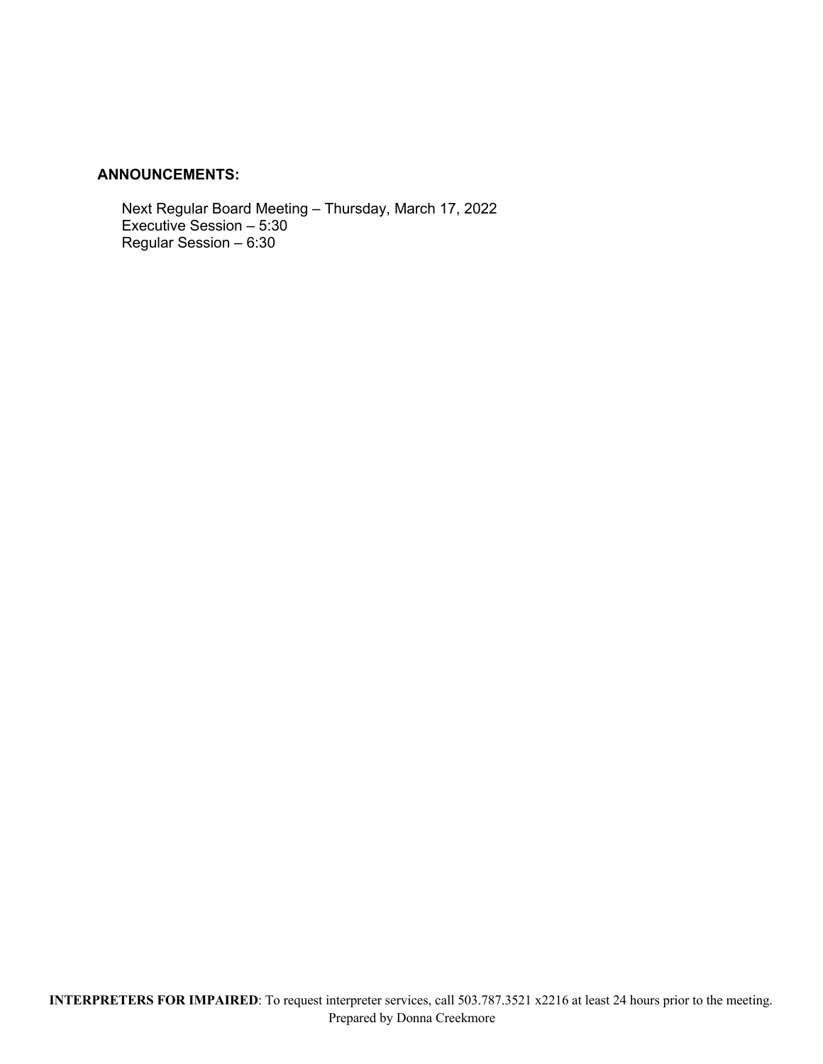**ANNOUNCEMENTS:**

Next Regular Board Meeting – Thursday, March 17, 2022
Executive Session – 5:30
Regular Session – 6:30

**INTERPRETERS FOR IMPAIRED**: To request interpreter services, call 503.787.3521 x2216 at least 24 hours prior to the meeting.
Prepared by Donna Creekmore